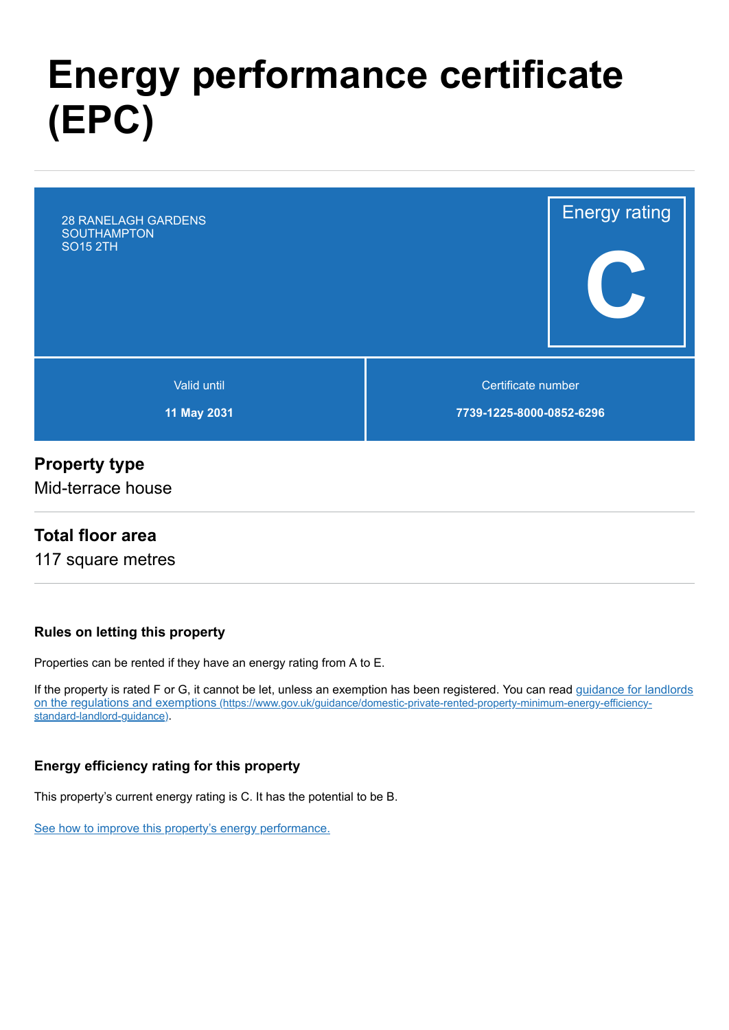# Energy performance certificate (EPC)

28 RANELAGH GARDENS
SOUTHAMPTON
SO15 2TH

Energy rating

**C**

| Valid until | Certificate number |
| --- | --- |
| **11 May 2031** | **7739-1225-8000-0852-6296** |

## Property type

Mid-terrace house

## Total floor area

117 square metres

### Rules on letting this property

Properties can be rented if they have an energy rating from A to E.

If the property is rated F or G, it cannot be let, unless an exemption has been registered. You can read [guidance for landlords on the regulations and exemptions](https://www.gov.uk/guidance/domestic-private-rented-property-minimum-energy-efficiency-standard-landlord-guidance) (https://www.gov.uk/guidance/domestic-private-rented-property-minimum-energy-efficiency-standard-landlord-guidance).

### Energy efficiency rating for this property

This property's current energy rating is C. It has the potential to be B.

[See how to improve this property's energy performance.]()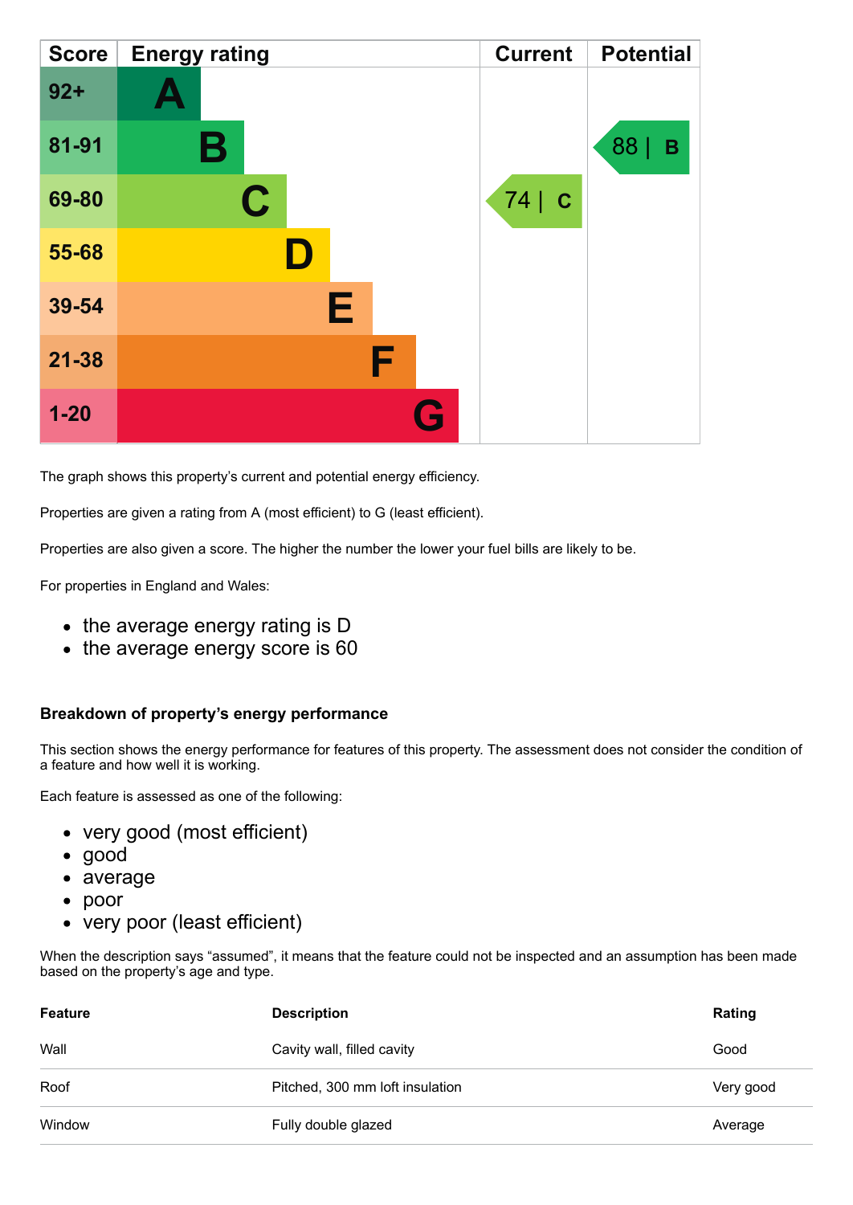| Score | Energy rating | Current | Potential |
|---|---|---|---|
| 92+ | A | | |
| 81-91 | B | | 88 \| B |
| 69-80 | C | 74 \| C | |
| 55-68 | D | | |
| 39-54 | E | | |
| 21-38 | F | | |
| 1-20 | G | | |

The graph shows this property's current and potential energy efficiency.

Properties are given a rating from A (most efficient) to G (least efficient).

Properties are also given a score. The higher the number the lower your fuel bills are likely to be.

For properties in England and Wales:

- the average energy rating is D
- the average energy score is 60

### Breakdown of property's energy performance

This section shows the energy performance for features of this property. The assessment does not consider the condition of a feature and how well it is working.

Each feature is assessed as one of the following:

- very good (most efficient)
- good
- average
- poor
- very poor (least efficient)

When the description says "assumed", it means that the feature could not be inspected and an assumption has been made based on the property's age and type.

| Feature | Description | Rating |
|---|---|---|
| Wall | Cavity wall, filled cavity | Good |
| Roof | Pitched, 300 mm loft insulation | Very good |
| Window | Fully double glazed | Average |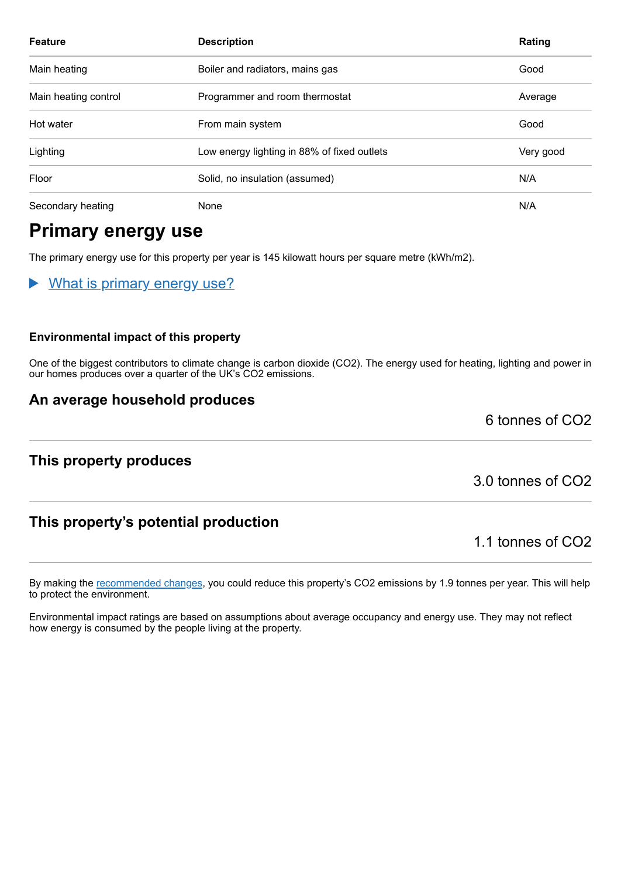| Feature | Description | Rating |
| --- | --- | --- |
| Main heating | Boiler and radiators, mains gas | Good |
| Main heating control | Programmer and room thermostat | Average |
| Hot water | From main system | Good |
| Lighting | Low energy lighting in 88% of fixed outlets | Very good |
| Floor | Solid, no insulation (assumed) | N/A |
| Secondary heating | None | N/A |

## Primary energy use

The primary energy use for this property per year is 145 kilowatt hours per square metre (kWh/m2).

▶ What is primary energy use?

#### Environmental impact of this property

One of the biggest contributors to climate change is carbon dioxide ($CO_2$). The energy used for heating, lighting and power in our homes produces over a quarter of the UK's $CO_2$ emissions.

### An average household produces

6 tonnes of $CO_2$

### This property produces

3.0 tonnes of $CO_2$

### This property's potential production

1.1 tonnes of $CO_2$

By making the recommended changes, you could reduce this property's $CO_2$ emissions by 1.9 tonnes per year. This will help to protect the environment.

Environmental impact ratings are based on assumptions about average occupancy and energy use. They may not reflect how energy is consumed by the people living at the property.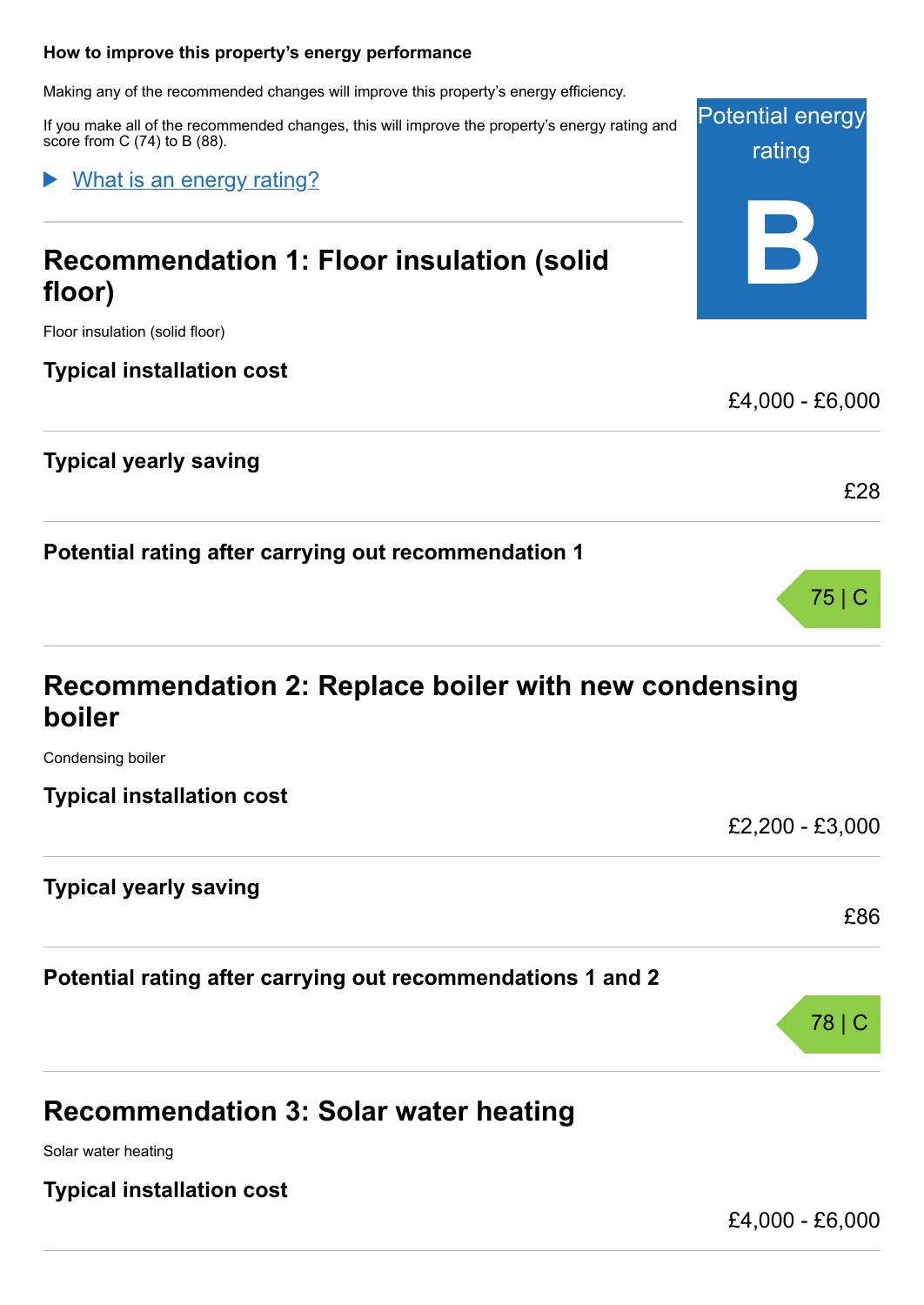### How to improve this property's energy performance

Making any of the recommended changes will improve this property's energy efficiency.

If you make all of the recommended changes, this will improve the property's energy rating and score from C (74) to B (88).

Potential energy rating

**B**

▶ What is an energy rating?

## Recommendation 1: Floor insulation (solid floor)

Floor insulation (solid floor)

**Typical installation cost**

£4,000 - £6,000

**Typical yearly saving**

£28

**Potential rating after carrying out recommendation 1**

75 | C

## Recommendation 2: Replace boiler with new condensing boiler

Condensing boiler

**Typical installation cost**

£2,200 - £3,000

**Typical yearly saving**

£86

**Potential rating after carrying out recommendations 1 and 2**

78 | C

## Recommendation 3: Solar water heating

Solar water heating

**Typical installation cost**

£4,000 - £6,000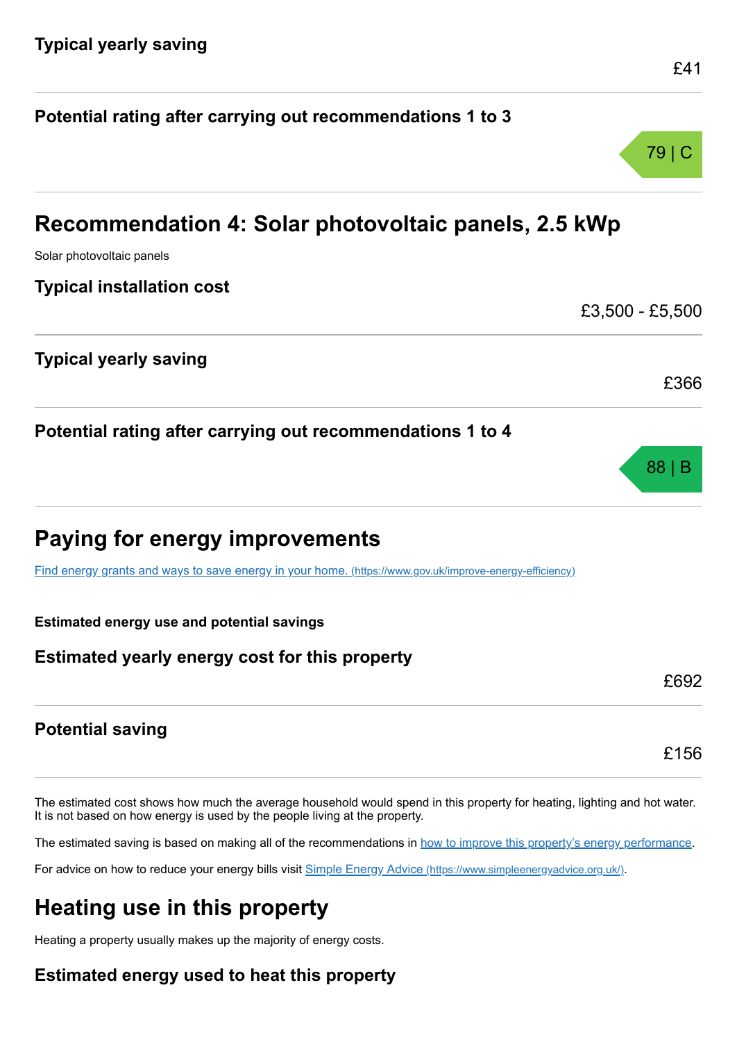### Typical yearly saving

£41

### Potential rating after carrying out recommendations 1 to 3

79 | C

## Recommendation 4: Solar photovoltaic panels, 2.5 kWp

Solar photovoltaic panels

### Typical installation cost

£3,500 - £5,500

### Typical yearly saving

£366

### Potential rating after carrying out recommendations 1 to 4

88 | B

## Paying for energy improvements

[Find energy grants and ways to save energy in your home. (https://www.gov.uk/improve-energy-efficiency)](https://www.gov.uk/improve-energy-efficiency)

**Estimated energy use and potential savings**

### Estimated yearly energy cost for this property

£692

### Potential saving

£156

The estimated cost shows how much the average household would spend in this property for heating, lighting and hot water. It is not based on how energy is used by the people living at the property.

The estimated saving is based on making all of the recommendations in how to improve this property's energy performance.

For advice on how to reduce your energy bills visit [Simple Energy Advice (https://www.simpleenergyadvice.org.uk/)](https://www.simpleenergyadvice.org.uk/).

## Heating use in this property

Heating a property usually makes up the majority of energy costs.

### Estimated energy used to heat this property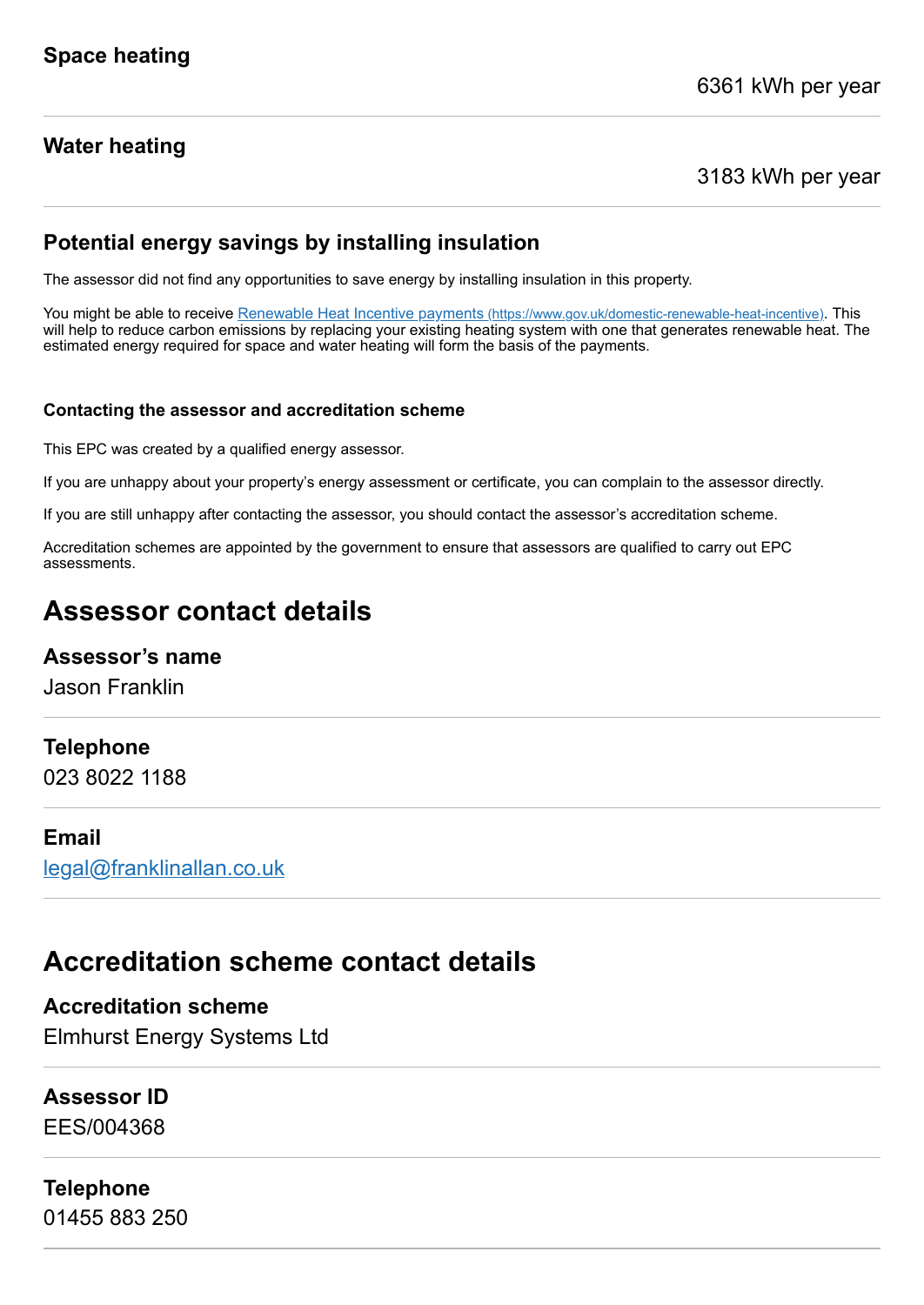### Space heating

6361 kWh per year

### Water heating

3183 kWh per year

### Potential energy savings by installing insulation

The assessor did not find any opportunities to save energy by installing insulation in this property.

You might be able to receive [Renewable Heat Incentive payments (https://www.gov.uk/domestic-renewable-heat-incentive)](https://www.gov.uk/domestic-renewable-heat-incentive). This will help to reduce carbon emissions by replacing your existing heating system with one that generates renewable heat. The estimated energy required for space and water heating will form the basis of the payments.

#### Contacting the assessor and accreditation scheme

This EPC was created by a qualified energy assessor.

If you are unhappy about your property's energy assessment or certificate, you can complain to the assessor directly.

If you are still unhappy after contacting the assessor, you should contact the assessor's accreditation scheme.

Accreditation schemes are appointed by the government to ensure that assessors are qualified to carry out EPC assessments.

## Assessor contact details

### Assessor's name

Jason Franklin

### Telephone

023 8022 1188

### Email

[legal@franklinallan.co.uk](mailto:legal@franklinallan.co.uk)

## Accreditation scheme contact details

### Accreditation scheme

Elmhurst Energy Systems Ltd

### Assessor ID

EES/004368

### Telephone

01455 883 250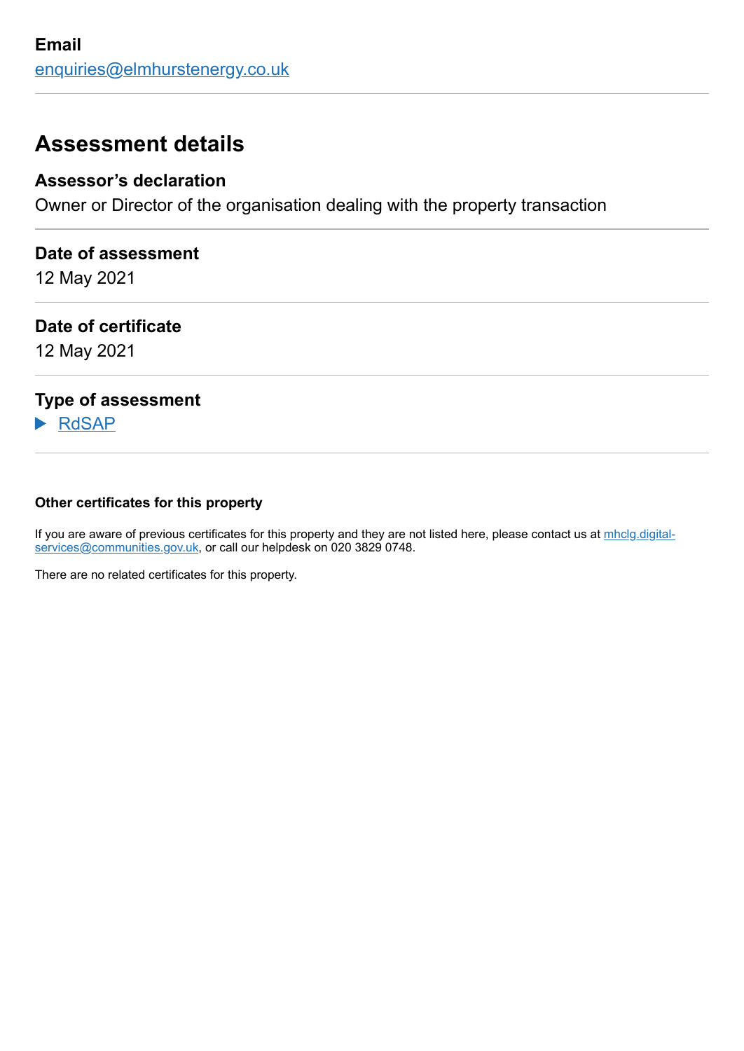**Email**

enquiries@elmhurstenergy.co.uk

## Assessment details

**Assessor's declaration**

Owner or Director of the organisation dealing with the property transaction

**Date of assessment**

12 May 2021

**Date of certificate**

12 May 2021

**Type of assessment**

▶ RdSAP

**Other certificates for this property**

If you are aware of previous certificates for this property and they are not listed here, please contact us at mhclg.digital-services@communities.gov.uk, or call our helpdesk on 020 3829 0748.

There are no related certificates for this property.